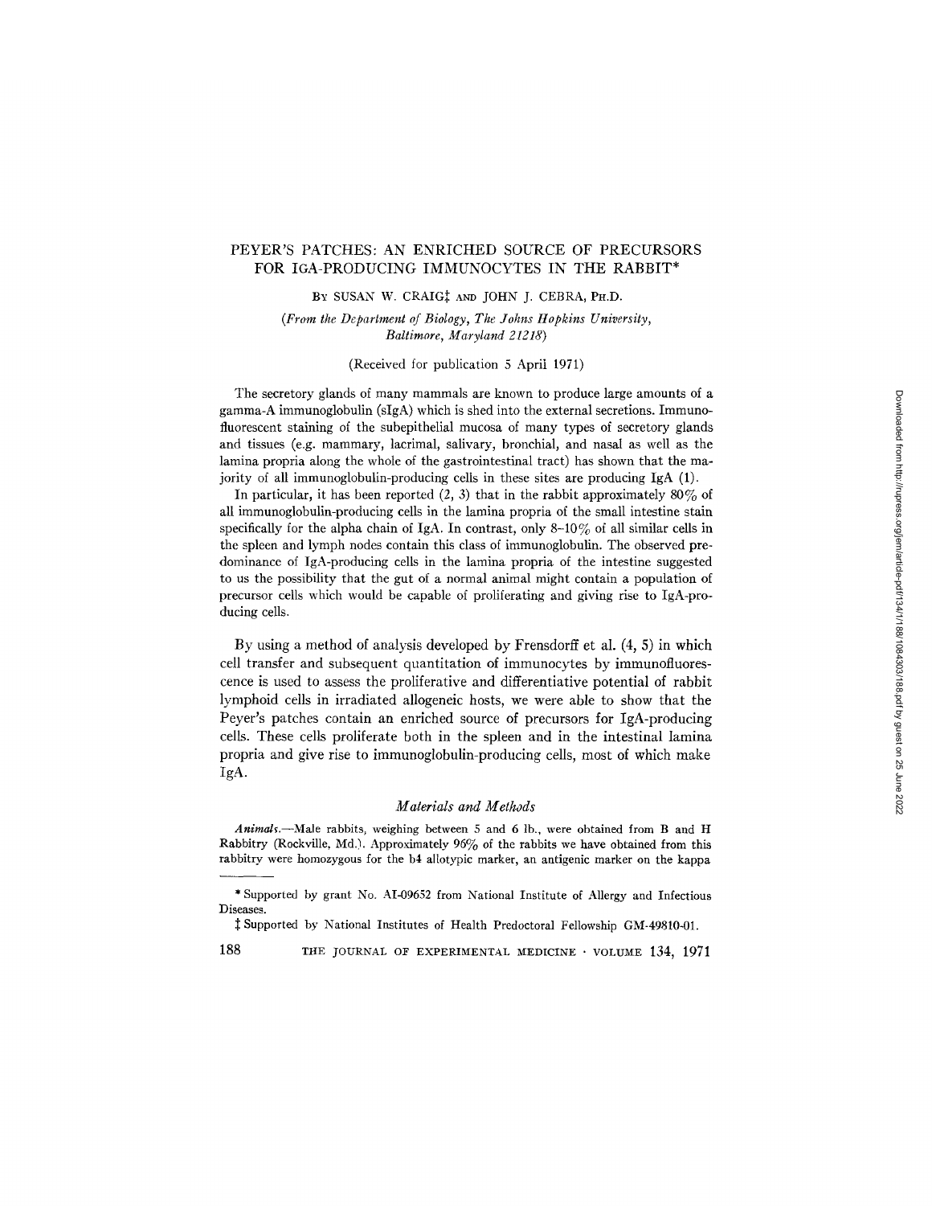# PEYER'S PATCHES: AN ENRICHED SOURCE OF PRECURSORS FOR IGA-PRODUCING IMMUNOCYTES IN THE RABBIT*

BY SUSAN W. CRAIG‡ AND JOHN J. CEBRA, PH.D.

*(From the Department of Biology, The Johns Hopkins University, Baltimore, Maryland 21218)*

(Received for publication 5 April 1971)

The secretory glands of many mammals are known to produce large amounts of a gamma-A immunoglobulin (sIgA) which is shed into the external secretions. Immunofluorescent staining of the subepithelial mucosa of many types of secretory glands and tissues (e.g. mammary, lacrimal, salivary, bronchial, and nasal as well as the lamina propria along the whole of the gastrointestinal tract) has shown that the majority of all immunoglobulin-producing cells in these sites are producing IgA (1).

In particular, it has been reported (2, 3) that in the rabbit approximately 80% of all immunoglobulin-producing cells in the lamina propria of the small intestine stain specifically for the alpha chain of IgA. In contrast, only 8–10% of all similar cells in the spleen and lymph nodes contain this class of immunoglobulin. The observed predominance of IgA-producing cells in the lamina propria of the intestine suggested to us the possibility that the gut of a normal animal might contain a population of precursor cells which would be capable of proliferating and giving rise to IgA-producing cells.

By using a method of analysis developed by Frensdorff et al. (4, 5) in which cell transfer and subsequent quantitation of immunocytes by immunofluorescence is used to assess the proliferative and differentiative potential of rabbit lymphoid cells in irradiated allogeneic hosts, we were able to show that the Peyer's patches contain an enriched source of precursors for IgA-producing cells. These cells proliferate both in the spleen and in the intestinal lamina propria and give rise to immunoglobulin-producing cells, most of which make IgA.

## *Materials and Methods*

***Animals.***—Male rabbits, weighing between 5 and 6 lb., were obtained from B and H Rabbitry (Rockville, Md.). Approximately 96% of the rabbits we have obtained from this rabbitry were homozygous for the b4 allotypic marker, an antigenic marker on the kappa

---

\* Supported by grant No. AI-09652 from National Institute of Allergy and Infectious Diseases.

‡ Supported by National Institutes of Health Predoctoral Fellowship GM-49810-01.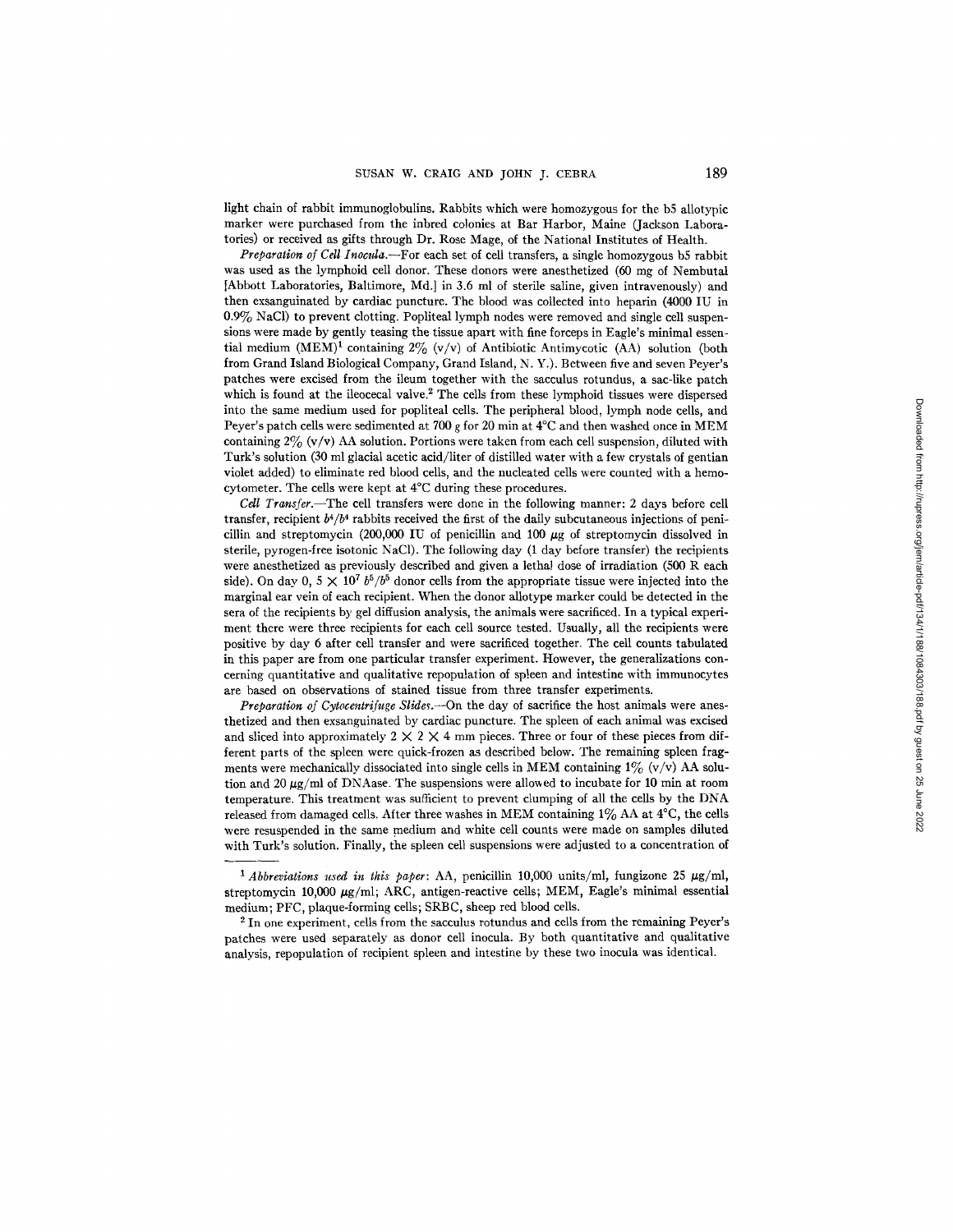light chain of rabbit immunoglobulins. Rabbits which were homozygous for the b5 allotypic marker were purchased from the inbred colonies at Bar Harbor, Maine (Jackson Laboratories) or received as gifts through Dr. Rose Mage, of the National Institutes of Health.

*Preparation of Cell Inocula.*—For each set of cell transfers, a single homozygous b5 rabbit was used as the lymphoid cell donor. These donors were anesthetized (60 mg of Nembutal [Abbott Laboratories, Baltimore, Md.] in 3.6 ml of sterile saline, given intravenously) and then exsanguinated by cardiac puncture. The blood was collected into heparin (4000 IU in 0.9% NaCl) to prevent clotting. Popliteal lymph nodes were removed and single cell suspensions were made by gently teasing the tissue apart with fine forceps in Eagle's minimal essential medium (MEM)[1] containing 2% (v/v) of Antibiotic Antimycotic (AA) solution (both from Grand Island Biological Company, Grand Island, N. Y.). Between five and seven Peyer's patches were excised from the ileum together with the sacculus rotundus, a sac-like patch which is found at the ileocecal valve.[2] The cells from these lymphoid tissues were dispersed into the same medium used for popliteal cells. The peripheral blood, lymph node cells, and Peyer's patch cells were sedimented at 700 *g* for 20 min at 4°C and then washed once in MEM containing 2% (v/v) AA solution. Portions were taken from each cell suspension, diluted with Turk's solution (30 ml glacial acetic acid/liter of distilled water with a few crystals of gentian violet added) to eliminate red blood cells, and the nucleated cells were counted with a hemocytometer. The cells were kept at 4°C during these procedures.

*Cell Transfer.*—The cell transfers were done in the following manner: 2 days before cell transfer, recipient $b^4/b^4$ rabbits received the first of the daily subcutaneous injections of penicillin and streptomycin (200,000 IU of penicillin and 100 μg of streptomycin dissolved in sterile, pyrogen-free isotonic NaCl). The following day (1 day before transfer) the recipients were anesthetized as previously described and given a lethal dose of irradiation (500 R each side). On day 0, $5 \times 10^7$ $b^5/b^5$ donor cells from the appropriate tissue were injected into the marginal ear vein of each recipient. When the donor allotype marker could be detected in the sera of the recipients by gel diffusion analysis, the animals were sacrificed. In a typical experiment there were three recipients for each cell source tested. Usually, all the recipients were positive by day 6 after cell transfer and were sacrificed together. The cell counts tabulated in this paper are from one particular transfer experiment. However, the generalizations concerning quantitative and qualitative repopulation of spleen and intestine with immunocytes are based on observations of stained tissue from three transfer experiments.

*Preparation of Cytocentrifuge Slides.*—On the day of sacrifice the host animals were anesthetized and then exsanguinated by cardiac puncture. The spleen of each animal was excised and sliced into approximately 2 × 2 × 4 mm pieces. Three or four of these pieces from different parts of the spleen were quick-frozen as described below. The remaining spleen fragments were mechanically dissociated into single cells in MEM containing 1% (v/v) AA solution and 20 μg/ml of DNAase. The suspensions were allowed to incubate for 10 min at room temperature. This treatment was sufficient to prevent clumping of all the cells by the DNA released from damaged cells. After three washes in MEM containing 1% AA at 4°C, the cells were resuspended in the same medium and white cell counts were made on samples diluted with Turk's solution. Finally, the spleen cell suspensions were adjusted to a concentration of

---

[1] *Abbreviations used in this paper:* AA, penicillin 10,000 units/ml, fungizone 25 μg/ml, streptomycin 10,000 μg/ml; ARC, antigen-reactive cells; MEM, Eagle's minimal essential medium; PFC, plaque-forming cells; SRBC, sheep red blood cells.

[2] In one experiment, cells from the sacculus rotundus and cells from the remaining Peyer's patches were used separately as donor cell inocula. By both quantitative and qualitative analysis, repopulation of recipient spleen and intestine by these two inocula was identical.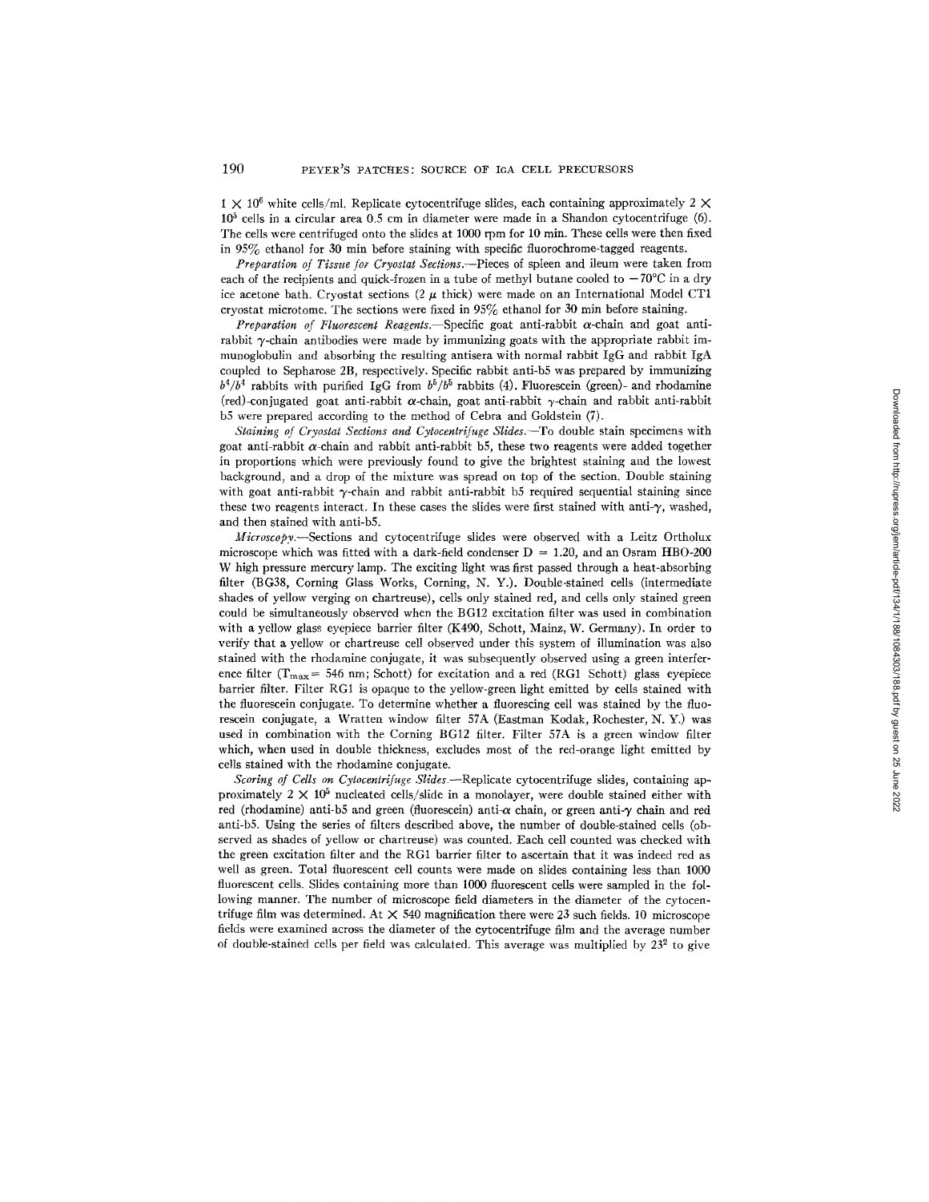$1 \times 10^6$ white cells/ml. Replicate cytocentrifuge slides, each containing approximately $2 \times 10^5$ cells in a circular area 0.5 cm in diameter were made in a Shandon cytocentrifuge (6). The cells were centrifuged onto the slides at 1000 rpm for 10 min. These cells were then fixed in 95% ethanol for 30 min before staining with specific fluorochrome-tagged reagents.

*Preparation of Tissue for Cryostat Sections.*—Pieces of spleen and ileum were taken from each of the recipients and quick-frozen in a tube of methyl butane cooled to $-70°C$ in a dry ice acetone bath. Cryostat sections (2 $\mu$ thick) were made on an International Model CT1 cryostat microtome. The sections were fixed in 95% ethanol for 30 min before staining.

*Preparation of Fluorescent Reagents.*—Specific goat anti-rabbit $\alpha$-chain and goat anti-rabbit $\gamma$-chain antibodies were made by immunizing goats with the appropriate rabbit immunoglobulin and absorbing the resulting antisera with normal rabbit IgG and rabbit IgA coupled to Sepharose 2B, respectively. Specific rabbit anti-b5 was prepared by immunizing $b^4/b^4$ rabbits with purified IgG from $b^5/b^5$ rabbits (4). Fluorescein (green)- and rhodamine (red)-conjugated goat anti-rabbit $\alpha$-chain, goat anti-rabbit $\gamma$-chain and rabbit anti-rabbit b5 were prepared according to the method of Cebra and Goldstein (7).

*Staining of Cryostat Sections and Cytocentrifuge Slides.*—To double stain specimens with goat anti-rabbit $\alpha$-chain and rabbit anti-rabbit b5, these two reagents were added together in proportions which were previously found to give the brightest staining and the lowest background, and a drop of the mixture was spread on top of the section. Double staining with goat anti-rabbit $\gamma$-chain and rabbit anti-rabbit b5 required sequential staining since these two reagents interact. In these cases the slides were first stained with anti-$\gamma$, washed, and then stained with anti-b5.

*Microscopy.*—Sections and cytocentrifuge slides were observed with a Leitz Ortholux microscope which was fitted with a dark-field condenser D = 1.20, and an Osram HBO-200 W high pressure mercury lamp. The exciting light was first passed through a heat-absorbing filter (BG38, Corning Glass Works, Corning, N. Y.). Double-stained cells (intermediate shades of yellow verging on chartreuse), cells only stained red, and cells only stained green could be simultaneously observed when the BG12 excitation filter was used in combination with a yellow glass eyepiece barrier filter (K490, Schott, Mainz, W. Germany). In order to verify that a yellow or chartreuse cell observed under this system of illumination was also stained with the rhodamine conjugate, it was subsequently observed using a green interference filter ($T_{max}$ = 546 nm; Schott) for excitation and a red (RG1 Schott) glass eyepiece barrier filter. Filter RG1 is opaque to the yellow-green light emitted by cells stained with the fluorescein conjugate. To determine whether a fluorescing cell was stained by the fluorescein conjugate, a Wratten window filter 57A (Eastman Kodak, Rochester, N. Y.) was used in combination with the Corning BG12 filter. Filter 57A is a green window filter which, when used in double thickness, excludes most of the red-orange light emitted by cells stained with the rhodamine conjugate.

*Scoring of Cells on Cytocentrifuge Slides.*—Replicate cytocentrifuge slides, containing approximately $2 \times 10^5$ nucleated cells/slide in a monolayer, were double stained either with red (rhodamine) anti-b5 and green (fluorescein) anti-$\alpha$ chain, or green anti-$\gamma$ chain and red anti-b5. Using the series of filters described above, the number of double-stained cells (observed as shades of yellow or chartreuse) was counted. Each cell counted was checked with the green excitation filter and the RG1 barrier filter to ascertain that it was indeed red as well as green. Total fluorescent cell counts were made on slides containing less than 1000 fluorescent cells. Slides containing more than 1000 fluorescent cells were sampled in the following manner. The number of microscope field diameters in the diameter of the cytocentrifuge film was determined. At $\times$ 540 magnification there were 23 such fields. 10 microscope fields were examined across the diameter of the cytocentrifuge film and the average number of double-stained cells per field was calculated. This average was multiplied by $23^2$ to give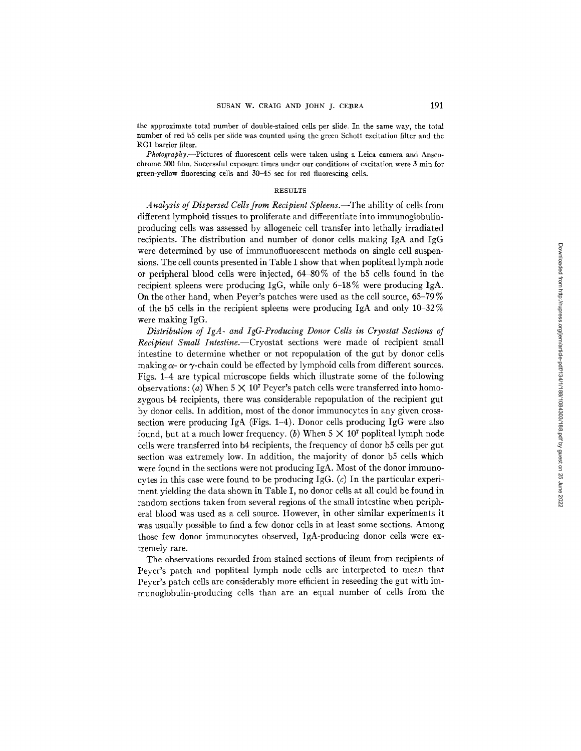the approximate total number of double-stained cells per slide. In the same way, the total number of red b5 cells per slide was counted using the green Schott excitation filter and the RG1 barrier filter.

*Photography.*—Pictures of fluorescent cells were taken using a Leica camera and Anscochrome 500 film. Successful exposure times under our conditions of excitation were 3 min for green-yellow fluorescing cells and 30–45 sec for red fluorescing cells.

## RESULTS

*Analysis of Dispersed Cells from Recipient Spleens.*—The ability of cells from different lymphoid tissues to proliferate and differentiate into immunoglobulin-producing cells was assessed by allogeneic cell transfer into lethally irradiated recipients. The distribution and number of donor cells making IgA and IgG were determined by use of immunofluorescent methods on single cell suspensions. The cell counts presented in Table I show that when popliteal lymph node or peripheral blood cells were injected, 64–80% of the b5 cells found in the recipient spleens were producing IgG, while only 6–18% were producing IgA. On the other hand, when Peyer's patches were used as the cell source, 65–79% of the b5 cells in the recipient spleens were producing IgA and only 10–32% were making IgG.

*Distribution of IgA- and IgG-Producing Donor Cells in Cryostat Sections of Recipient Small Intestine.*—Cryostat sections were made of recipient small intestine to determine whether or not repopulation of the gut by donor cells making $\alpha$- or $\gamma$-chain could be effected by lymphoid cells from different sources. Figs. 1–4 are typical microscope fields which illustrate some of the following observations: (*a*) When $5 \times 10^7$ Peyer's patch cells were transferred into homozygous b4 recipients, there was considerable repopulation of the recipient gut by donor cells. In addition, most of the donor immunocytes in any given cross-section were producing IgA (Figs. 1–4). Donor cells producing IgG were also found, but at a much lower frequency. (*b*) When $5 \times 10^7$ popliteal lymph node cells were transferred into b4 recipients, the frequency of donor b5 cells per gut section was extremely low. In addition, the majority of donor b5 cells which were found in the sections were not producing IgA. Most of the donor immunocytes in this case were found to be producing IgG. (*c*) In the particular experiment yielding the data shown in Table I, no donor cells at all could be found in random sections taken from several regions of the small intestine when peripheral blood was used as a cell source. However, in other similar experiments it was usually possible to find a few donor cells in at least some sections. Among those few donor immunocytes observed, IgA-producing donor cells were extremely rare.

The observations recorded from stained sections of ileum from recipients of Peyer's patch and popliteal lymph node cells are interpreted to mean that Peyer's patch cells are considerably more efficient in reseeding the gut with immunoglobulin-producing cells than are an equal number of cells from the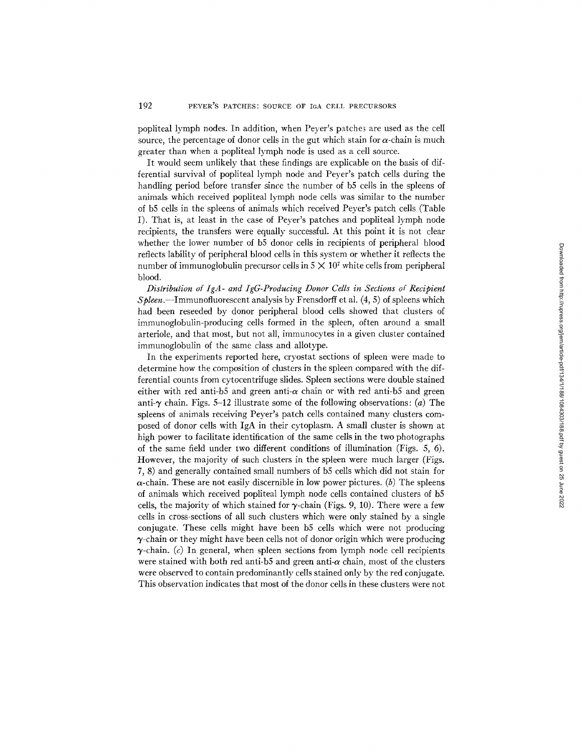popliteal lymph nodes. In addition, when Peyer's patches are used as the cell source, the percentage of donor cells in the gut which stain for $\alpha$-chain is much greater than when a popliteal lymph node is used as a cell source.

It would seem unlikely that these findings are explicable on the basis of differential survival of popliteal lymph node and Peyer's patch cells during the handling period before transfer since the number of b5 cells in the spleens of animals which received popliteal lymph node cells was similar to the number of b5 cells in the spleens of animals which received Peyer's patch cells (Table I). That is, at least in the case of Peyer's patches and popliteal lymph node recipients, the transfers were equally successful. At this point it is not clear whether the lower number of b5 donor cells in recipients of peripheral blood reflects lability of peripheral blood cells in this system or whether it reflects the number of immunoglobulin precursor cells in $5 \times 10^7$ white cells from peripheral blood.

*Distribution of IgA- and IgG-Producing Donor Cells in Sections of Recipient Spleen.*—Immunofluorescent analysis by Frensdorff et al. (4, 5) of spleens which had been reseeded by donor peripheral blood cells showed that clusters of immunoglobulin-producing cells formed in the spleen, often around a small arteriole, and that most, but not all, immunocytes in a given cluster contained immunoglobulin of the same class and allotype.

In the experiments reported here, cryostat sections of spleen were made to determine how the composition of clusters in the spleen compared with the differential counts from cytocentrifuge slides. Spleen sections were double stained either with red anti-b5 and green anti-$\alpha$ chain or with red anti-b5 and green anti-$\gamma$ chain. Figs. 5–12 illustrate some of the following observations: (*a*) The spleens of animals receiving Peyer's patch cells contained many clusters composed of donor cells with IgA in their cytoplasm. A small cluster is shown at high power to facilitate identification of the same cells in the two photographs of the same field under two different conditions of illumination (Figs. 5, 6). However, the majority of such clusters in the spleen were much larger (Figs. 7, 8) and generally contained small numbers of b5 cells which did not stain for $\alpha$-chain. These are not easily discernible in low power pictures. (*b*) The spleens of animals which received popliteal lymph node cells contained clusters of b5 cells, the majority of which stained for $\gamma$-chain (Figs. 9, 10). There were a few cells in cross-sections of all such clusters which were only stained by a single conjugate. These cells might have been b5 cells which were not producing $\gamma$-chain or they might have been cells not of donor origin which were producing $\gamma$-chain. (*c*) In general, when spleen sections from lymph node cell recipients were stained with both red anti-b5 and green anti-$\alpha$ chain, most of the clusters were observed to contain predominantly cells stained only by the red conjugate. This observation indicates that most of the donor cells in these clusters were not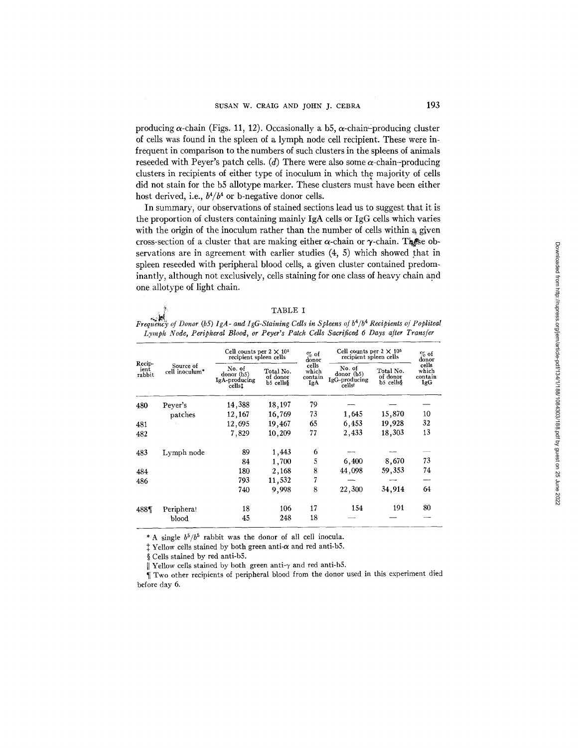producing α-chain (Figs. 11, 12). Occasionally a b5, α-chain-producing cluster of cells was found in the spleen of a lymph node cell recipient. These were infrequent in comparison to the numbers of such clusters in the spleens of animals reseeded with Peyer's patch cells. (*d*) There were also some α-chain-producing clusters in recipients of either type of inoculum in which the majority of cells did not stain for the b5 allotype marker. These clusters must have been either host derived, i.e., $b^4/b^4$ or b-negative donor cells.

In summary, our observations of stained sections lead us to suggest that it is the proportion of clusters containing mainly IgA cells or IgG cells which varies with the origin of the inoculum rather than the number of cells within a given cross-section of a cluster that are making either α-chain or γ-chain. These observations are in agreement with earlier studies (4, 5) which showed that in spleen reseeded with peripheral blood cells, a given cluster contained predominantly, although not exclusively, cells staining for one class of heavy chain and one allotype of light chain.

TABLE I

*Frequency of Donor (b5) IgA- and IgG-Staining Cells in Spleens of $b^4/b^4$ Recipients of Popliteal Lymph Node, Peripheral Blood, or Peyer's Patch Cells Sacrificed 6 Days after Transfer*

| Recipient rabbit | Source of cell inoculum* | Cell counts per $2 \times 10^5$ recipient spleen cells | | % of donor cells which contain IgA | Cell counts per $2 \times 10^5$ recipient spleen cells | | % of donor cells which contain IgG |
|---|---|---|---|---|---|---|---|
| | | No. of donor (b5) IgA-producing cells‡ | Total No. of donor b5 cells§ | | No. of donor (b5) IgG-producing cells‖ | Total No. of donor b5 cells§ | |
| 480 | Peyer's patches | 14,388 | 18,197 | 79 | — | — | — |
| | | 12,167 | 16,769 | 73 | 1,645 | 15,870 | 10 |
| 481 | | 12,695 | 19,467 | 65 | 6,453 | 19,928 | 32 |
| 482 | | 7,829 | 10,209 | 77 | 2,433 | 18,303 | 13 |
| 483 | Lymph node | 89 | 1,443 | 6 | — | — | — |
| | | 84 | 1,700 | 5 | 6,400 | 8,670 | 73 |
| 484 | | 180 | 2,168 | 8 | 44,098 | 59,353 | 74 |
| 486 | | 793 | 11,532 | 7 | — | — | — |
| | | 740 | 9,998 | 8 | 22,300 | 34,914 | 64 |
| 488¶ | Peripheral blood | 18 | 106 | 17 | 154 | 191 | 80 |
| | | 45 | 248 | 18 | — | — | — |

\* A single $b^5/b^5$ rabbit was the donor of all cell inocula.

‡ Yellow cells stained by both green anti-α and red anti-b5.

§ Cells stained by red anti-b5.

‖ Yellow cells stained by both green anti-γ and red anti-b5.

¶ Two other recipients of peripheral blood from the donor used in this experiment died before day 6.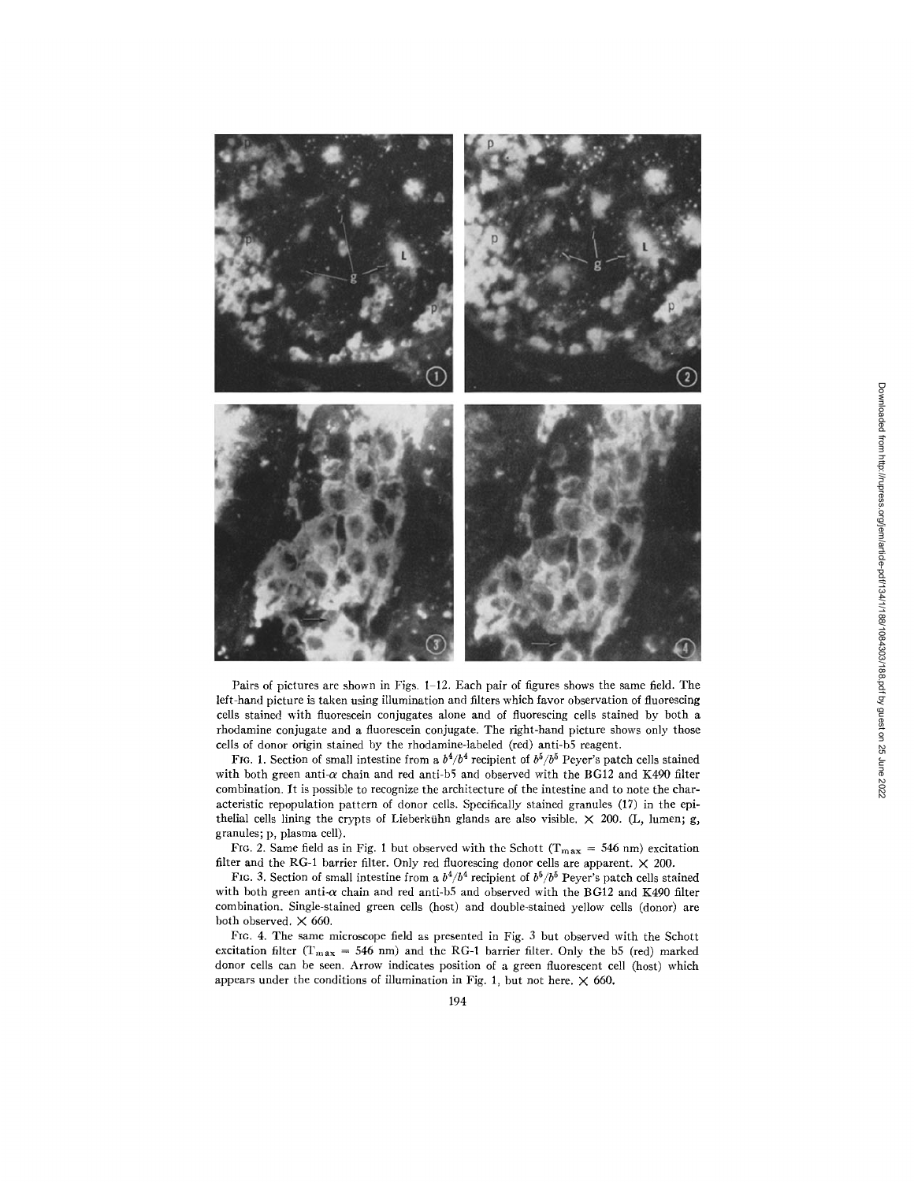Pairs of pictures are shown in Figs. 1–12. Each pair of figures shows the same field. The left-hand picture is taken using illumination and filters which favor observation of fluorescing cells stained with fluorescein conjugates alone and of fluorescing cells stained by both a rhodamine conjugate and a fluorescein conjugate. The right-hand picture shows only those cells of donor origin stained by the rhodamine-labeled (red) anti-b5 reagent.

FIG. 1. Section of small intestine from a $b^4/b^4$ recipient of $b^5/b^5$ Peyer's patch cells stained with both green anti-$\alpha$ chain and red anti-b5 and observed with the BG12 and K490 filter combination. It is possible to recognize the architecture of the intestine and to note the characteristic repopulation pattern of donor cells. Specifically stained granules (17) in the epithelial cells lining the crypts of Lieberkühn glands are also visible. × 200. (L, lumen; g, granules; p, plasma cell).

FIG. 2. Same field as in Fig. 1 but observed with the Schott ($T_{max}$ = 546 nm) excitation filter and the RG-1 barrier filter. Only red fluorescing donor cells are apparent. × 200.

FIG. 3. Section of small intestine from a $b^4/b^4$ recipient of $b^5/b^5$ Peyer's patch cells stained with both green anti-$\alpha$ chain and red anti-b5 and observed with the BG12 and K490 filter combination. Single-stained green cells (host) and double-stained yellow cells (donor) are both observed. × 660.

FIG. 4. The same microscope field as presented in Fig. 3 but observed with the Schott excitation filter ($T_{max}$ = 546 nm) and the RG-1 barrier filter. Only the b5 (red) marked donor cells can be seen. Arrow indicates position of a green fluorescent cell (host) which appears under the conditions of illumination in Fig. 1, but not here. × 660.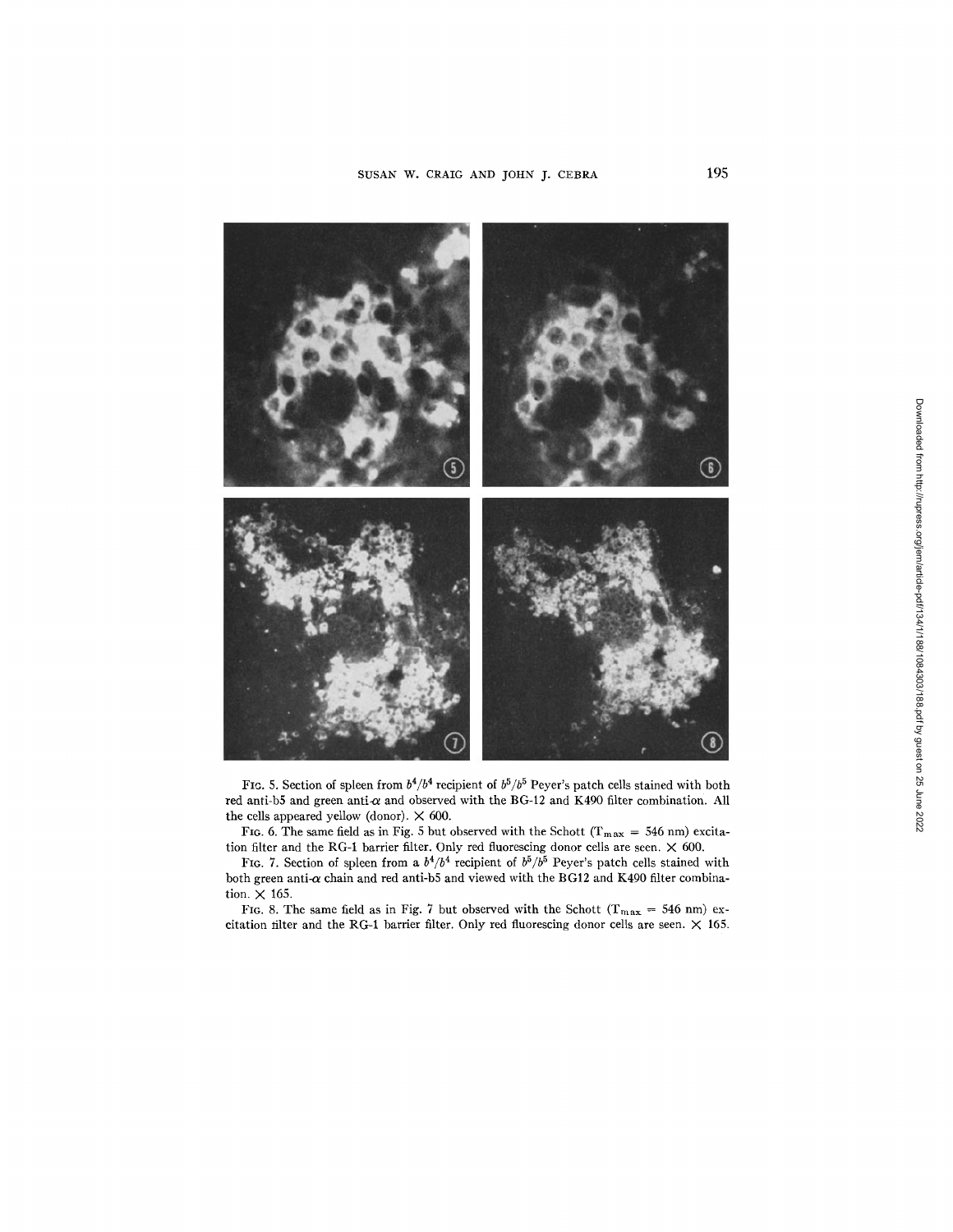FIG. 5. Section of spleen from $b^4/b^4$ recipient of $b^5/b^5$ Peyer's patch cells stained with both red anti-b5 and green anti-$\alpha$ and observed with the BG-12 and K490 filter combination. All the cells appeared yellow (donor). × 600.

FIG. 6. The same field as in Fig. 5 but observed with the Schott ($T_{max}$ = 546 nm) excitation filter and the RG-1 barrier filter. Only red fluorescing donor cells are seen. × 600.

FIG. 7. Section of spleen from a $b^4/b^4$ recipient of $b^5/b^5$ Peyer's patch cells stained with both green anti-$\alpha$ chain and red anti-b5 and viewed with the BG12 and K490 filter combination. × 165.

FIG. 8. The same field as in Fig. 7 but observed with the Schott ($T_{max}$ = 546 nm) excitation filter and the RG-1 barrier filter. Only red fluorescing donor cells are seen. × 165.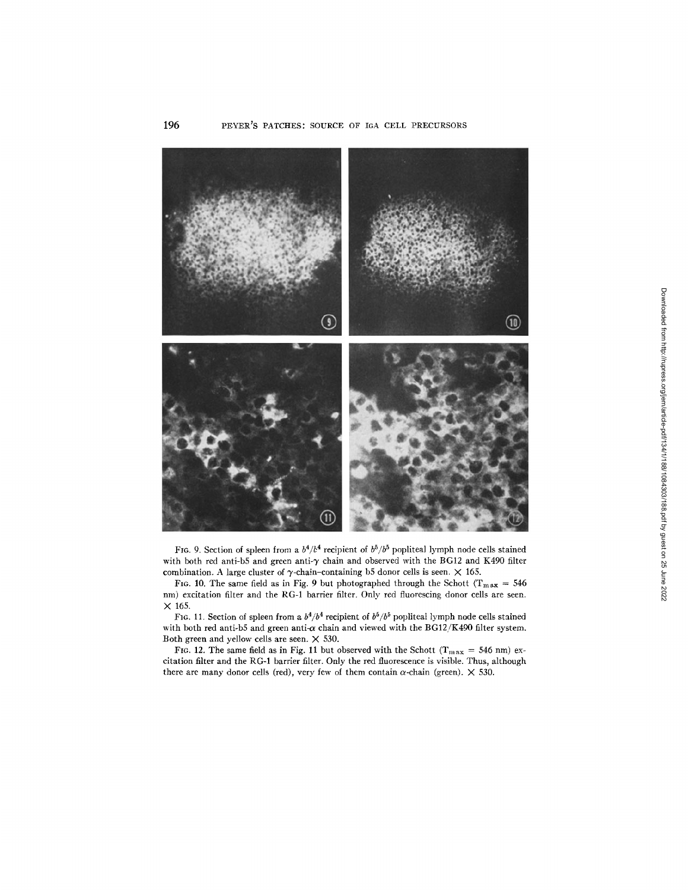FIG. 9. Section of spleen from a $b^4/b^4$ recipient of $b^5/b^5$ popliteal lymph node cells stained with both red anti-b5 and green anti-$\gamma$ chain and observed with the BG12 and K490 filter combination. A large cluster of $\gamma$-chain–containing b5 donor cells is seen. $\times$ 165.

FIG. 10. The same field as in Fig. 9 but photographed through the Schott ($T_{max}$ = 546 nm) excitation filter and the RG-1 barrier filter. Only red fluorescing donor cells are seen. $\times$ 165.

FIG. 11. Section of spleen from a $b^4/b^4$ recipient of $b^5/b^5$ popliteal lymph node cells stained with both red anti-b5 and green anti-$\alpha$ chain and viewed with the BG12/K490 filter system. Both green and yellow cells are seen. $\times$ 530.

FIG. 12. The same field as in Fig. 11 but observed with the Schott ($T_{max}$ = 546 nm) excitation filter and the RG-1 barrier filter. Only the red fluorescence is visible. Thus, although there are many donor cells (red), very few of them contain $\alpha$-chain (green). $\times$ 530.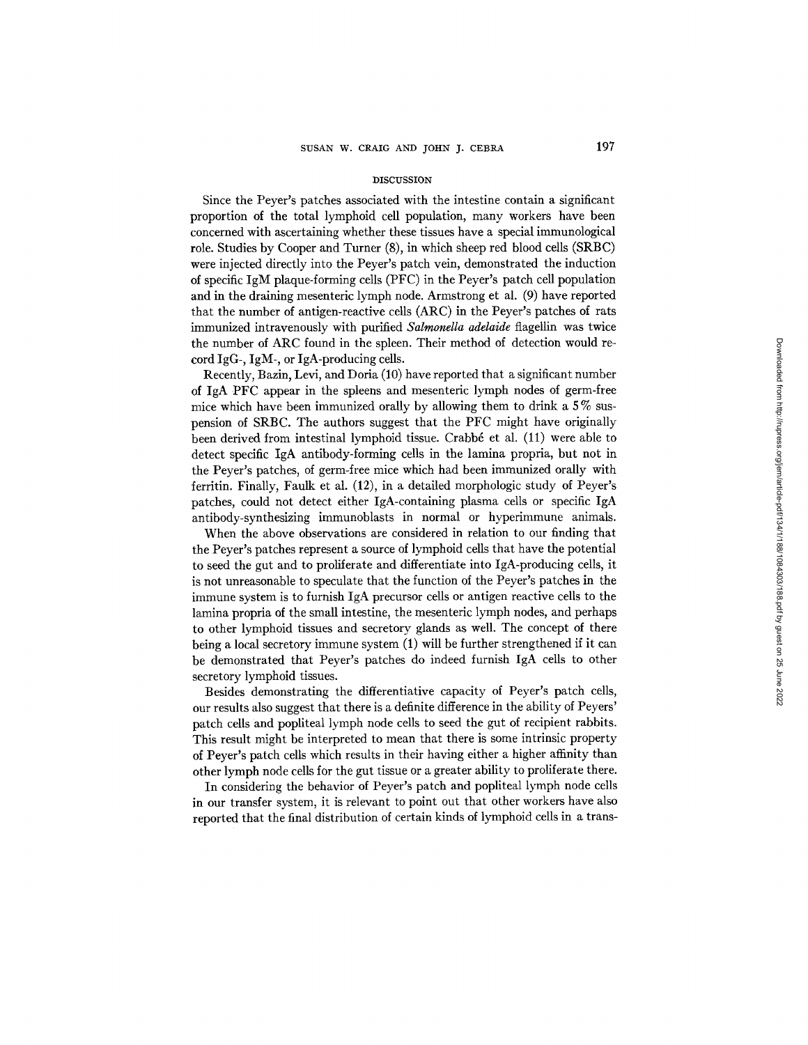## DISCUSSION

Since the Peyer's patches associated with the intestine contain a significant proportion of the total lymphoid cell population, many workers have been concerned with ascertaining whether these tissues have a special immunological role. Studies by Cooper and Turner (8), in which sheep red blood cells (SRBC) were injected directly into the Peyer's patch vein, demonstrated the induction of specific IgM plaque-forming cells (PFC) in the Peyer's patch cell population and in the draining mesenteric lymph node. Armstrong et al. (9) have reported that the number of antigen-reactive cells (ARC) in the Peyer's patches of rats immunized intravenously with purified *Salmonella adelaide* flagellin was twice the number of ARC found in the spleen. Their method of detection would record IgG-, IgM-, or IgA-producing cells.

Recently, Bazin, Levi, and Doria (10) have reported that a significant number of IgA PFC appear in the spleens and mesenteric lymph nodes of germ-free mice which have been immunized orally by allowing them to drink a 5% suspension of SRBC. The authors suggest that the PFC might have originally been derived from intestinal lymphoid tissue. Crabbé et al. (11) were able to detect specific IgA antibody-forming cells in the lamina propria, but not in the Peyer's patches, of germ-free mice which had been immunized orally with ferritin. Finally, Faulk et al. (12), in a detailed morphologic study of Peyer's patches, could not detect either IgA-containing plasma cells or specific IgA antibody-synthesizing immunoblasts in normal or hyperimmune animals.

When the above observations are considered in relation to our finding that the Peyer's patches represent a source of lymphoid cells that have the potential to seed the gut and to proliferate and differentiate into IgA-producing cells, it is not unreasonable to speculate that the function of the Peyer's patches in the immune system is to furnish IgA precursor cells or antigen reactive cells to the lamina propria of the small intestine, the mesenteric lymph nodes, and perhaps to other lymphoid tissues and secretory glands as well. The concept of there being a local secretory immune system (1) will be further strengthened if it can be demonstrated that Peyer's patches do indeed furnish IgA cells to other secretory lymphoid tissues.

Besides demonstrating the differentiative capacity of Peyer's patch cells, our results also suggest that there is a definite difference in the ability of Peyers' patch cells and popliteal lymph node cells to seed the gut of recipient rabbits. This result might be interpreted to mean that there is some intrinsic property of Peyer's patch cells which results in their having either a higher affinity than other lymph node cells for the gut tissue or a greater ability to proliferate there.

In considering the behavior of Peyer's patch and popliteal lymph node cells in our transfer system, it is relevant to point out that other workers have also reported that the final distribution of certain kinds of lymphoid cells in a trans-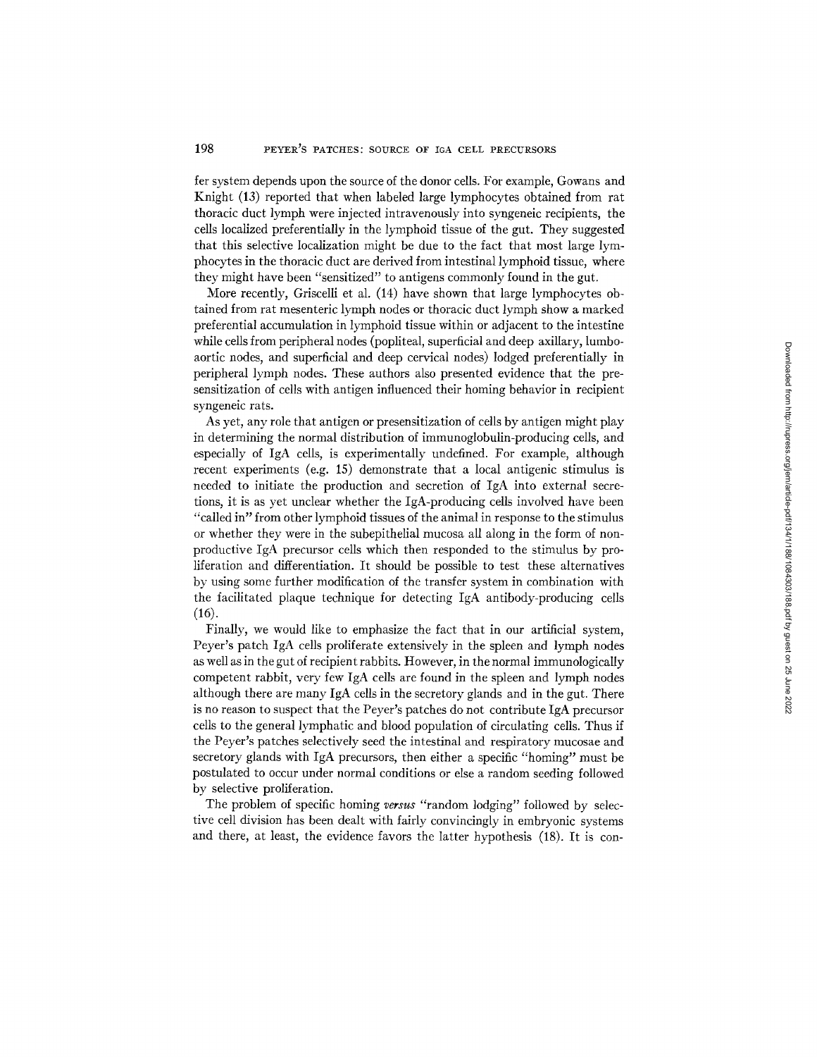fer system depends upon the source of the donor cells. For example, Gowans and Knight (13) reported that when labeled large lymphocytes obtained from rat thoracic duct lymph were injected intravenously into syngeneic recipients, the cells localized preferentially in the lymphoid tissue of the gut. They suggested that this selective localization might be due to the fact that most large lymphocytes in the thoracic duct are derived from intestinal lymphoid tissue, where they might have been "sensitized" to antigens commonly found in the gut.

More recently, Griscelli et al. (14) have shown that large lymphocytes obtained from rat mesenteric lymph nodes or thoracic duct lymph show a marked preferential accumulation in lymphoid tissue within or adjacent to the intestine while cells from peripheral nodes (popliteal, superficial and deep axillary, lumbo-aortic nodes, and superficial and deep cervical nodes) lodged preferentially in peripheral lymph nodes. These authors also presented evidence that the presensitization of cells with antigen influenced their homing behavior in recipient syngeneic rats.

As yet, any role that antigen or presensitization of cells by antigen might play in determining the normal distribution of immunoglobulin-producing cells, and especially of IgA cells, is experimentally undefined. For example, although recent experiments (e.g. 15) demonstrate that a local antigenic stimulus is needed to initiate the production and secretion of IgA into external secretions, it is as yet unclear whether the IgA-producing cells involved have been "called in" from other lymphoid tissues of the animal in response to the stimulus or whether they were in the subepithelial mucosa all along in the form of nonproductive IgA precursor cells which then responded to the stimulus by proliferation and differentiation. It should be possible to test these alternatives by using some further modification of the transfer system in combination with the facilitated plaque technique for detecting IgA antibody-producing cells (16).

Finally, we would like to emphasize the fact that in our artificial system, Peyer's patch IgA cells proliferate extensively in the spleen and lymph nodes as well as in the gut of recipient rabbits. However, in the normal immunologically competent rabbit, very few IgA cells are found in the spleen and lymph nodes although there are many IgA cells in the secretory glands and in the gut. There is no reason to suspect that the Peyer's patches do not contribute IgA precursor cells to the general lymphatic and blood population of circulating cells. Thus if the Peyer's patches selectively seed the intestinal and respiratory mucosae and secretory glands with IgA precursors, then either a specific "homing" must be postulated to occur under normal conditions or else a random seeding followed by selective proliferation.

The problem of specific homing *versus* "random lodging" followed by selective cell division has been dealt with fairly convincingly in embryonic systems and there, at least, the evidence favors the latter hypothesis (18). It is con-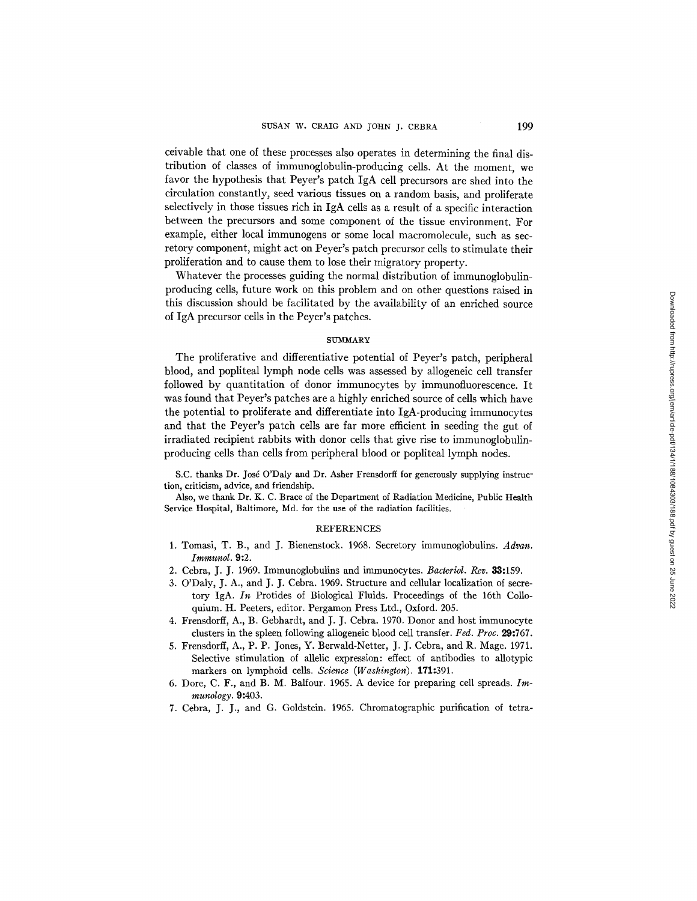ceivable that one of these processes also operates in determining the final distribution of classes of immunoglobulin-producing cells. At the moment, we favor the hypothesis that Peyer's patch IgA cell precursors are shed into the circulation constantly, seed various tissues on a random basis, and proliferate selectively in those tissues rich in IgA cells as a result of a specific interaction between the precursors and some component of the tissue environment. For example, either local immunogens or some local macromolecule, such as secretory component, might act on Peyer's patch precursor cells to stimulate their proliferation and to cause them to lose their migratory property.

Whatever the processes guiding the normal distribution of immunoglobulin-producing cells, future work on this problem and on other questions raised in this discussion should be facilitated by the availability of an enriched source of IgA precursor cells in the Peyer's patches.

## SUMMARY

The proliferative and differentiative potential of Peyer's patch, peripheral blood, and popliteal lymph node cells was assessed by allogeneic cell transfer followed by quantitation of donor immunocytes by immunofluorescence. It was found that Peyer's patches are a highly enriched source of cells which have the potential to proliferate and differentiate into IgA-producing immunocytes and that the Peyer's patch cells are far more efficient in seeding the gut of irradiated recipient rabbits with donor cells that give rise to immunoglobulin-producing cells than cells from peripheral blood or popliteal lymph nodes.

S.C. thanks Dr. José O'Daly and Dr. Asher Frensdorff for generously supplying instruction, criticism, advice, and friendship.

Also, we thank Dr. K. C. Brace of the Department of Radiation Medicine, Public Health Service Hospital, Baltimore, Md. for the use of the radiation facilities.

## REFERENCES

1. Tomasi, T. B., and J. Bienenstock. 1968. Secretory immunoglobulins. *Advan. Immunol.* **9**:2.
2. Cebra, J. J. 1969. Immunoglobulins and immunocytes. *Bacteriol. Rev.* **33**:159.
3. O'Daly, J. A., and J. J. Cebra. 1969. Structure and cellular localization of secretory IgA. *In* Protides of Biological Fluids. Proceedings of the 16th Colloquium. H. Peeters, editor. Pergamon Press Ltd., Oxford. 205.
4. Frensdorff, A., B. Gebhardt, and J. J. Cebra. 1970. Donor and host immunocyte clusters in the spleen following allogeneic blood cell transfer. *Fed. Proc.* **29**:767.
5. Frensdorff, A., P. P. Jones, Y. Berwald-Netter, J. J. Cebra, and R. Mage. 1971. Selective stimulation of allelic expression: effect of antibodies to allotypic markers on lymphoid cells. *Science (Washington).* **171**:391.
6. Dore, C. F., and B. M. Balfour. 1965. A device for preparing cell spreads. *Immunology.* **9**:403.
7. Cebra, J. J., and G. Goldstein. 1965. Chromatographic purification of tetra-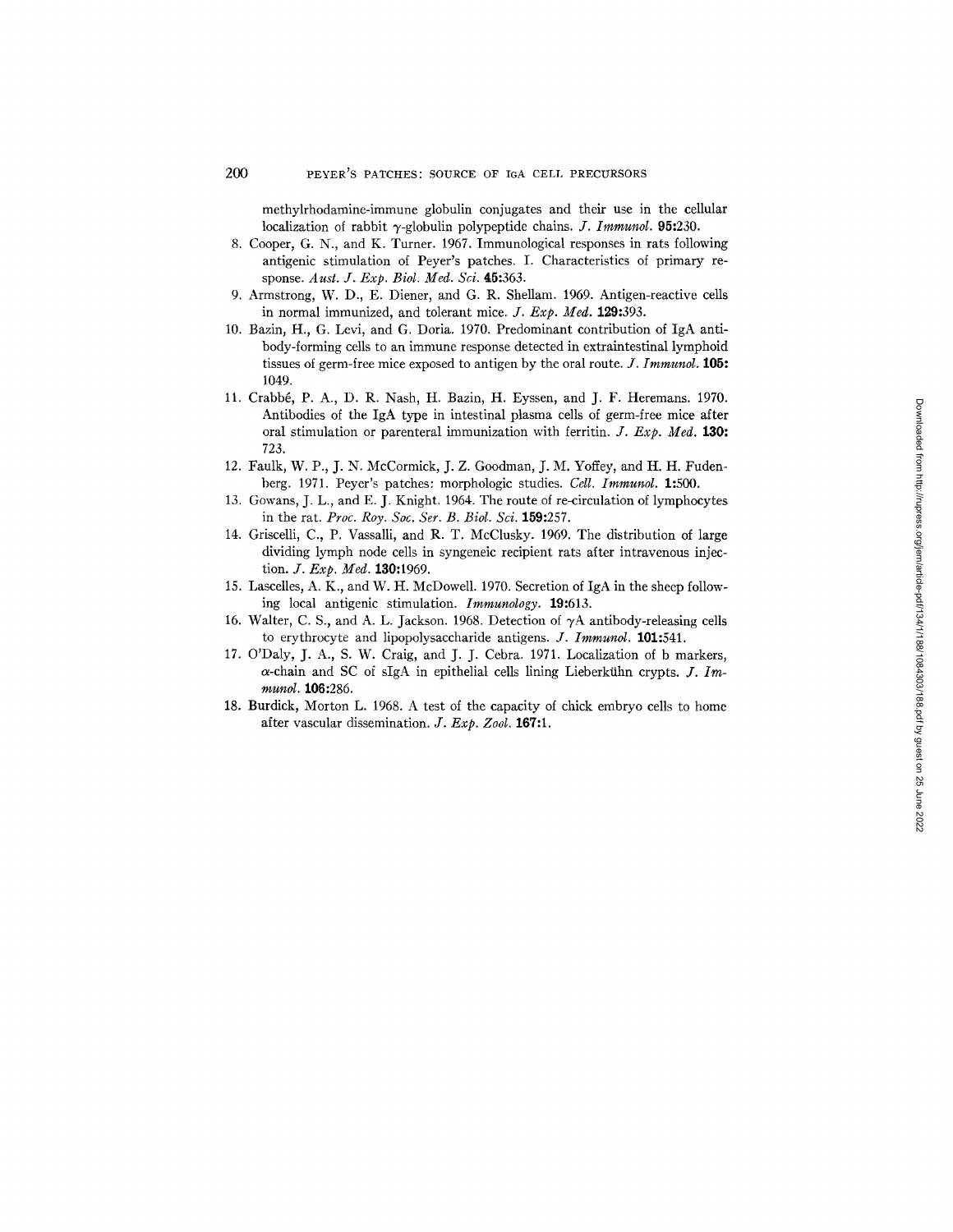methylrhodamine-immune globulin conjugates and their use in the cellular localization of rabbit $\gamma$-globulin polypeptide chains. *J. Immunol.* **95:**230.

8. Cooper, G. N., and K. Turner. 1967. Immunological responses in rats following antigenic stimulation of Peyer's patches. I. Characteristics of primary response. *Aust. J. Exp. Biol. Med. Sci.* **45:**363.
9. Armstrong, W. D., E. Diener, and G. R. Shellam. 1969. Antigen-reactive cells in normal immunized, and tolerant mice. *J. Exp. Med.* **129:**393.
10. Bazin, H., G. Levi, and G. Doria. 1970. Predominant contribution of IgA antibody-forming cells to an immune response detected in extraintestinal lymphoid tissues of germ-free mice exposed to antigen by the oral route. *J. Immunol.* **105:** 1049.
11. Crabbé, P. A., D. R. Nash, H. Bazin, H. Eyssen, and J. F. Heremans. 1970. Antibodies of the IgA type in intestinal plasma cells of germ-free mice after oral stimulation or parenteral immunization with ferritin. *J. Exp. Med.* **130:** 723.
12. Faulk, W. P., J. N. McCormick, J. Z. Goodman, J. M. Yoffey, and H. H. Fudenberg. 1971. Peyer's patches: morphologic studies. *Cell. Immunol.* **1:**500.
13. Gowans, J. L., and E. J. Knight. 1964. The route of re-circulation of lymphocytes in the rat. *Proc. Roy. Soc. Ser. B. Biol. Sci.* **159:**257.
14. Griscelli, C., P. Vassalli, and R. T. McClusky. 1969. The distribution of large dividing lymph node cells in syngeneic recipient rats after intravenous injection. *J. Exp. Med.* **130:**1969.
15. Lascelles, A. K., and W. H. McDowell. 1970. Secretion of IgA in the sheep following local antigenic stimulation. *Immunology.* **19:**613.
16. Walter, C. S., and A. L. Jackson. 1968. Detection of $\gamma$A antibody-releasing cells to erythrocyte and lipopolysaccharide antigens. *J. Immunol.* **101:**541.
17. O'Daly, J. A., S. W. Craig, and J. J. Cebra. 1971. Localization of b markers, $\alpha$-chain and SC of sIgA in epithelial cells lining Lieberkühn crypts. *J. Immunol.* **106:**286.
18. Burdick, Morton L. 1968. A test of the capacity of chick embryo cells to home after vascular dissemination. *J. Exp. Zool.* **167:**1.